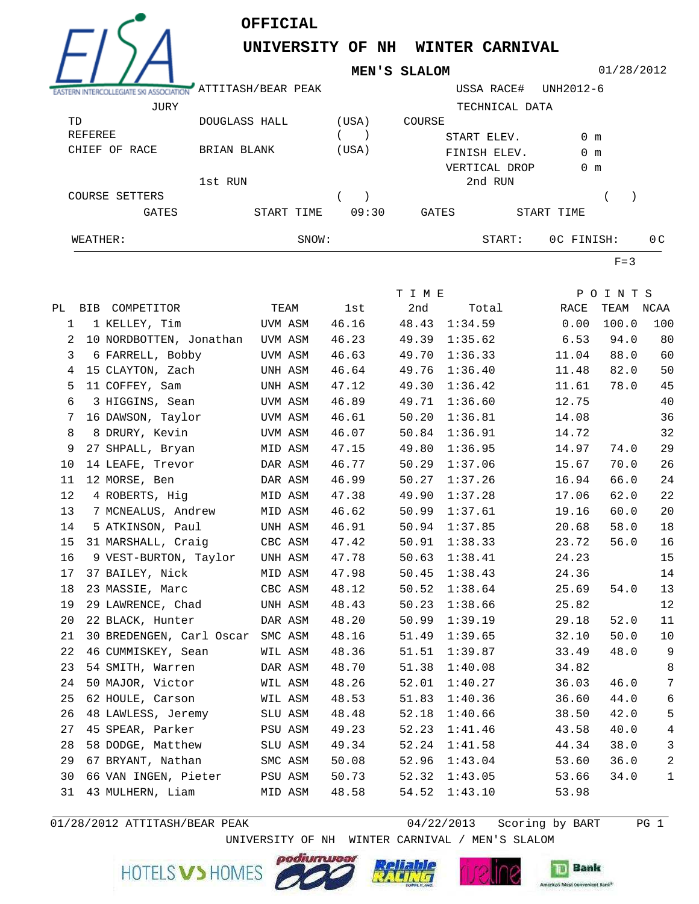# OFFICIAL

## UNIVERSITY OF NH WINTER CARNIVAL

### MEN'S SLALOM

01/28/2012

ATTITASH/BEAR PEAK — USSA RACE# UNH2012-6

| JURY | | | TECHNICAL DATA | |
|---|---|---|---|---|
| TD | DOUGLASS HALL | (USA) | COURSE | |
| REFEREE | | ( ) | START ELEV. | 0 m |
| CHIEF OF RACE | BRIAN BLANK | (USA) | FINISH ELEV. | 0 m |
| | | | VERTICAL DROP | 0 m |

| | 1st RUN | | 2nd RUN | |
|---|---|---|---|---|
| COURSE SETTERS | | ( ) | | ( ) |
| GATES | START TIME | 09:30 | GATES | START TIME |

WEATHER: SNOW: START: 0C FINISH: 0C

F=3

| PL | BIB | COMPETITOR | TEAM | TIME 1st | TIME 2nd | TIME Total | POINTS RACE | POINTS TEAM | POINTS NCAA |
|---|---|---|---|---|---|---|---|---|---|
| 1 | 1 | KELLEY, Tim | UVM ASM | 46.16 | 48.43 | 1:34.59 | 0.00 | 100.0 | 100 |
| 2 | 10 | NORDBOTTEN, Jonathan | UVM ASM | 46.23 | 49.39 | 1:35.62 | 6.53 | 94.0 | 80 |
| 3 | 6 | FARRELL, Bobby | UVM ASM | 46.63 | 49.70 | 1:36.33 | 11.04 | 88.0 | 60 |
| 4 | 15 | CLAYTON, Zach | UNH ASM | 46.64 | 49.76 | 1:36.40 | 11.48 | 82.0 | 50 |
| 5 | 11 | COFFEY, Sam | UNH ASM | 47.12 | 49.30 | 1:36.42 | 11.61 | 78.0 | 45 |
| 6 | 3 | HIGGINS, Sean | UVM ASM | 46.89 | 49.71 | 1:36.60 | 12.75 | | 40 |
| 7 | 16 | DAWSON, Taylor | UVM ASM | 46.61 | 50.20 | 1:36.81 | 14.08 | | 36 |
| 8 | 8 | DRURY, Kevin | UVM ASM | 46.07 | 50.84 | 1:36.91 | 14.72 | | 32 |
| 9 | 27 | SHPALL, Bryan | MID ASM | 47.15 | 49.80 | 1:36.95 | 14.97 | 74.0 | 29 |
| 10 | 14 | LEAFE, Trevor | DAR ASM | 46.77 | 50.29 | 1:37.06 | 15.67 | 70.0 | 26 |
| 11 | 12 | MORSE, Ben | DAR ASM | 46.99 | 50.27 | 1:37.26 | 16.94 | 66.0 | 24 |
| 12 | 4 | ROBERTS, Hig | MID ASM | 47.38 | 49.90 | 1:37.28 | 17.06 | 62.0 | 22 |
| 13 | 7 | MCNEALUS, Andrew | MID ASM | 46.62 | 50.99 | 1:37.61 | 19.16 | 60.0 | 20 |
| 14 | 5 | ATKINSON, Paul | UNH ASM | 46.91 | 50.94 | 1:37.85 | 20.68 | 58.0 | 18 |
| 15 | 31 | MARSHALL, Craig | CBC ASM | 47.42 | 50.91 | 1:38.33 | 23.72 | 56.0 | 16 |
| 16 | 9 | VEST-BURTON, Taylor | UNH ASM | 47.78 | 50.63 | 1:38.41 | 24.23 | | 15 |
| 17 | 37 | BAILEY, Nick | MID ASM | 47.98 | 50.45 | 1:38.43 | 24.36 | | 14 |
| 18 | 23 | MASSIE, Marc | CBC ASM | 48.12 | 50.52 | 1:38.64 | 25.69 | 54.0 | 13 |
| 19 | 29 | LAWRENCE, Chad | UNH ASM | 48.43 | 50.23 | 1:38.66 | 25.82 | | 12 |
| 20 | 22 | BLACK, Hunter | DAR ASM | 48.20 | 50.99 | 1:39.19 | 29.18 | 52.0 | 11 |
| 21 | 30 | BREDENGEN, Carl Oscar | SMC ASM | 48.16 | 51.49 | 1:39.65 | 32.10 | 50.0 | 10 |
| 22 | 46 | CUMMISKEY, Sean | WIL ASM | 48.36 | 51.51 | 1:39.87 | 33.49 | 48.0 | 9 |
| 23 | 54 | SMITH, Warren | DAR ASM | 48.70 | 51.38 | 1:40.08 | 34.82 | | 8 |
| 24 | 50 | MAJOR, Victor | WIL ASM | 48.26 | 52.01 | 1:40.27 | 36.03 | 46.0 | 7 |
| 25 | 62 | HOULE, Carson | WIL ASM | 48.53 | 51.83 | 1:40.36 | 36.60 | 44.0 | 6 |
| 26 | 48 | LAWLESS, Jeremy | SLU ASM | 48.48 | 52.18 | 1:40.66 | 38.50 | 42.0 | 5 |
| 27 | 45 | SPEAR, Parker | PSU ASM | 49.23 | 52.23 | 1:41.46 | 43.58 | 40.0 | 4 |
| 28 | 58 | DODGE, Matthew | SLU ASM | 49.34 | 52.24 | 1:41.58 | 44.34 | 38.0 | 3 |
| 29 | 67 | BRYANT, Nathan | SMC ASM | 50.08 | 52.96 | 1:43.04 | 53.60 | 36.0 | 2 |
| 30 | 66 | VAN INGEN, Pieter | PSU ASM | 50.73 | 52.32 | 1:43.05 | 53.66 | 34.0 | 1 |
| 31 | 43 | MULHERN, Liam | MID ASM | 48.58 | 54.52 | 1:43.10 | 53.98 | | |

01/28/2012 ATTITASH/BEAR PEAK 04/22/2013 Scoring by BART

UNIVERSITY OF NH WINTER CARNIVAL / MEN'S SLALOM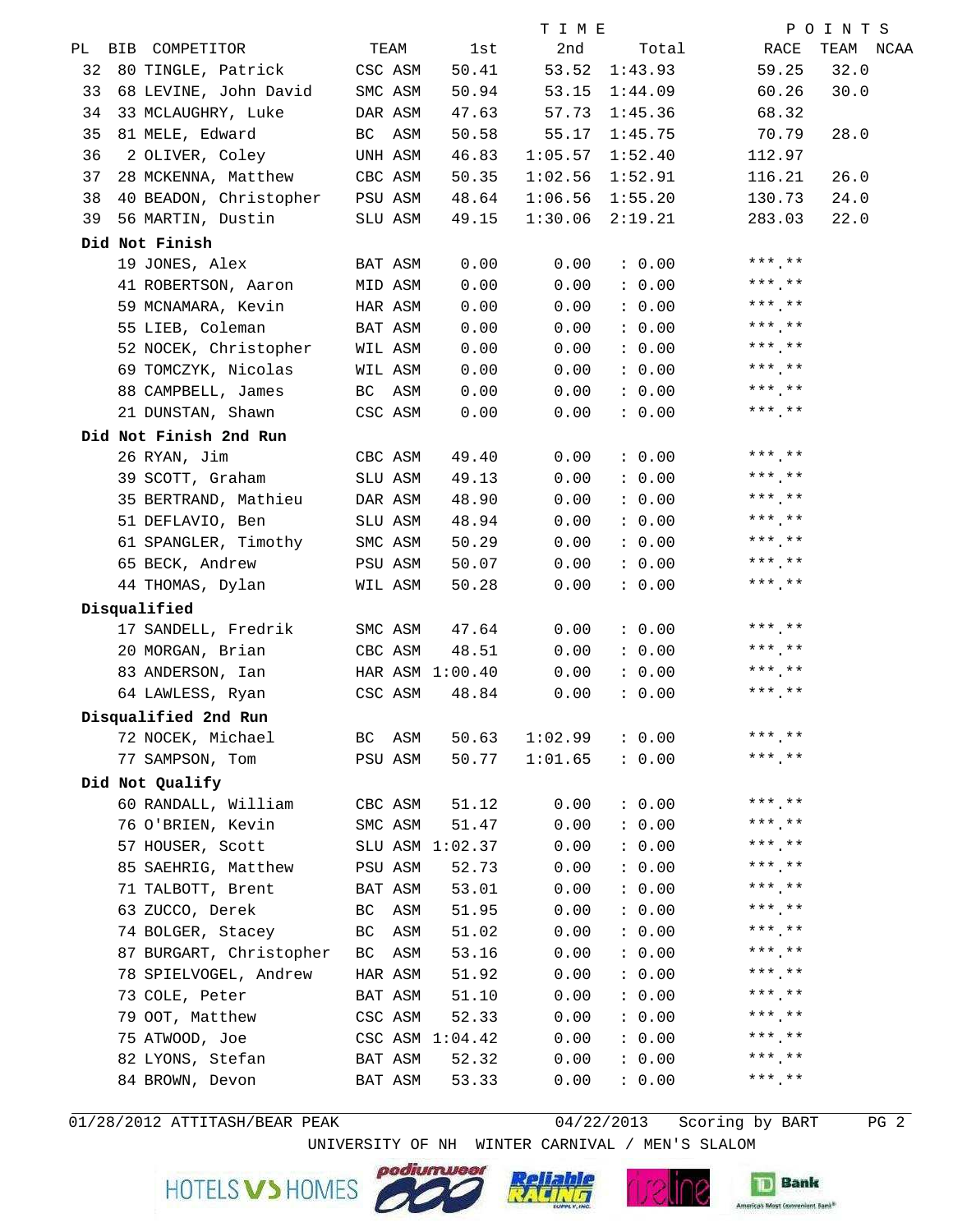| PL | BIB | COMPETITOR | TEAM | TIME 1st | TIME 2nd | TIME Total | POINTS RACE | POINTS TEAM | POINTS NCAA |
|---|---|---|---|---|---|---|---|---|---|
| 32 | 80 | TINGLE, Patrick | CSC ASM | 50.41 | 53.52 | 1:43.93 | 59.25 | 32.0 | |
| 33 | 68 | LEVINE, John David | SMC ASM | 50.94 | 53.15 | 1:44.09 | 60.26 | 30.0 | |
| 34 | 33 | MCLAUGHRY, Luke | DAR ASM | 47.63 | 57.73 | 1:45.36 | 68.32 | | |
| 35 | 81 | MELE, Edward | BC ASM | 50.58 | 55.17 | 1:45.75 | 70.79 | 28.0 | |
| 36 | 2 | OLIVER, Coley | UNH ASM | 46.83 | 1:05.57 | 1:52.40 | 112.97 | | |
| 37 | 28 | MCKENNA, Matthew | CBC ASM | 50.35 | 1:02.56 | 1:52.91 | 116.21 | 26.0 | |
| 38 | 40 | BEADON, Christopher | PSU ASM | 48.64 | 1:06.56 | 1:55.20 | 130.73 | 24.0 | |
| 39 | 56 | MARTIN, Dustin | SLU ASM | 49.15 | 1:30.06 | 2:19.21 | 283.03 | 22.0 | |
| **Did Not Finish** | | | | | | | | | |
| | 19 | JONES, Alex | BAT ASM | 0.00 | 0.00 | : 0.00 | ***.** | | |
| | 41 | ROBERTSON, Aaron | MID ASM | 0.00 | 0.00 | : 0.00 | ***.** | | |
| | 59 | MCNAMARA, Kevin | HAR ASM | 0.00 | 0.00 | : 0.00 | ***.** | | |
| | 55 | LIEB, Coleman | BAT ASM | 0.00 | 0.00 | : 0.00 | ***.** | | |
| | 52 | NOCEK, Christopher | WIL ASM | 0.00 | 0.00 | : 0.00 | ***.** | | |
| | 69 | TOMCZYK, Nicolas | WIL ASM | 0.00 | 0.00 | : 0.00 | ***.** | | |
| | 88 | CAMPBELL, James | BC ASM | 0.00 | 0.00 | : 0.00 | ***.** | | |
| | 21 | DUNSTAN, Shawn | CSC ASM | 0.00 | 0.00 | : 0.00 | ***.** | | |
| **Did Not Finish 2nd Run** | | | | | | | | | |
| | 26 | RYAN, Jim | CBC ASM | 49.40 | 0.00 | : 0.00 | ***.** | | |
| | 39 | SCOTT, Graham | SLU ASM | 49.13 | 0.00 | : 0.00 | ***.** | | |
| | 35 | BERTRAND, Mathieu | DAR ASM | 48.90 | 0.00 | : 0.00 | ***.** | | |
| | 51 | DEFLAVIO, Ben | SLU ASM | 48.94 | 0.00 | : 0.00 | ***.** | | |
| | 61 | SPANGLER, Timothy | SMC ASM | 50.29 | 0.00 | : 0.00 | ***.** | | |
| | 65 | BECK, Andrew | PSU ASM | 50.07 | 0.00 | : 0.00 | ***.** | | |
| | 44 | THOMAS, Dylan | WIL ASM | 50.28 | 0.00 | : 0.00 | ***.** | | |
| **Disqualified** | | | | | | | | | |
| | 17 | SANDELL, Fredrik | SMC ASM | 47.64 | 0.00 | : 0.00 | ***.** | | |
| | 20 | MORGAN, Brian | CBC ASM | 48.51 | 0.00 | : 0.00 | ***.** | | |
| | 83 | ANDERSON, Ian | HAR ASM | 1:00.40 | 0.00 | : 0.00 | ***.** | | |
| | 64 | LAWLESS, Ryan | CSC ASM | 48.84 | 0.00 | : 0.00 | ***.** | | |
| **Disqualified 2nd Run** | | | | | | | | | |
| | 72 | NOCEK, Michael | BC ASM | 50.63 | 1:02.99 | : 0.00 | ***.** | | |
| | 77 | SAMPSON, Tom | PSU ASM | 50.77 | 1:01.65 | : 0.00 | ***.** | | |
| **Did Not Qualify** | | | | | | | | | |
| | 60 | RANDALL, William | CBC ASM | 51.12 | 0.00 | : 0.00 | ***.** | | |
| | 76 | O'BRIEN, Kevin | SMC ASM | 51.47 | 0.00 | : 0.00 | ***.** | | |
| | 57 | HOUSER, Scott | SLU ASM | 1:02.37 | 0.00 | : 0.00 | ***.** | | |
| | 85 | SAEHRIG, Matthew | PSU ASM | 52.73 | 0.00 | : 0.00 | ***.** | | |
| | 71 | TALBOTT, Brent | BAT ASM | 53.01 | 0.00 | : 0.00 | ***.** | | |
| | 63 | ZUCCO, Derek | BC ASM | 51.95 | 0.00 | : 0.00 | ***.** | | |
| | 74 | BOLGER, Stacey | BC ASM | 51.02 | 0.00 | : 0.00 | ***.** | | |
| | 87 | BURGART, Christopher | BC ASM | 53.16 | 0.00 | : 0.00 | ***.** | | |
| | 78 | SPIELVOGEL, Andrew | HAR ASM | 51.92 | 0.00 | : 0.00 | ***.** | | |
| | 73 | COLE, Peter | BAT ASM | 51.10 | 0.00 | : 0.00 | ***.** | | |
| | 79 | OOT, Matthew | CSC ASM | 52.33 | 0.00 | : 0.00 | ***.** | | |
| | 75 | ATWOOD, Joe | CSC ASM | 1:04.42 | 0.00 | : 0.00 | ***.** | | |
| | 82 | LYONS, Stefan | BAT ASM | 52.32 | 0.00 | : 0.00 | ***.** | | |
| | 84 | BROWN, Devon | BAT ASM | 53.33 | 0.00 | : 0.00 | ***.** | | |

01/28/2012 ATTITASH/BEAR PEAK 04/22/2013 Scoring by BART

UNIVERSITY OF NH WINTER CARNIVAL / MEN'S SLALOM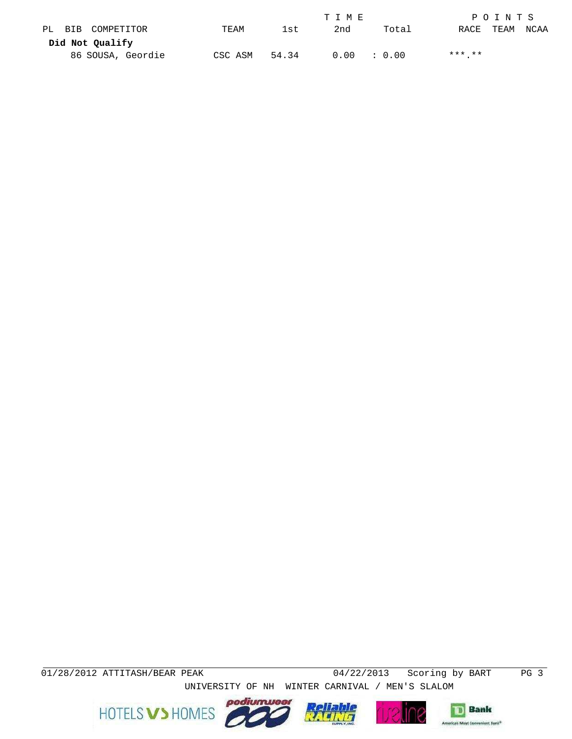|  |  |  |  | TIME |  | POINTS |  |  |
|---|---|---|---|---|---|---|---|---|
| PL | BIB | COMPETITOR | TEAM | 1st | 2nd | Total | RACE | TEAM | NCAA |
| **Did Not Qualify** |  |  |  |  |  |  |  |  |  |
|  | 86 | SOUSA, Geordie | CSC ASM | 54.34 | 0.00 | : 0.00 | ***.** |  |  |

01/28/2012 ATTITASH/BEAR PEAK 04/22/2013 Scoring by BART

UNIVERSITY OF NH WINTER CARNIVAL / MEN'S SLALOM